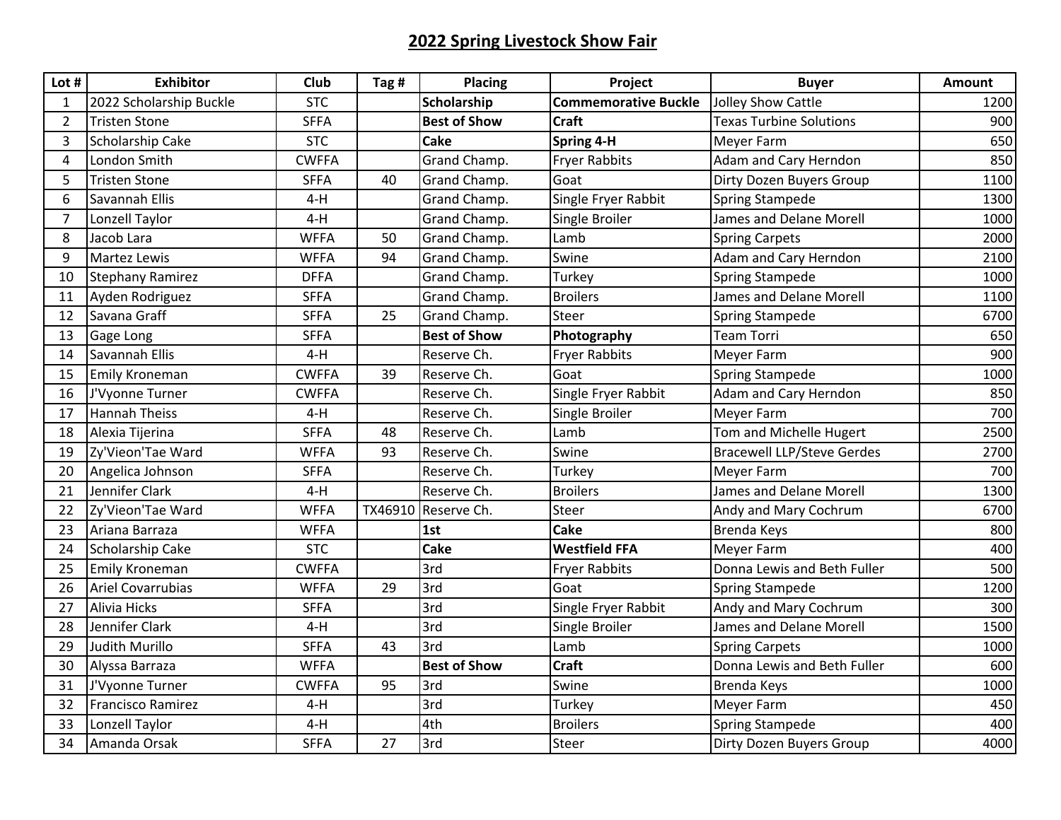# 2022 Spring Livestock Show Fair

| Lot # | Exhibitor | Club | Tag # | Placing | Project | Buyer | Amount |
|---|---|---|---|---|---|---|---|
| 1 | 2022 Scholarship Buckle | STC | | **Scholarship** | **Commemorative Buckle** | Jolley Show Cattle | 1200 |
| 2 | Tristen Stone | SFFA | | **Best of Show** | **Craft** | Texas Turbine Solutions | 900 |
| 3 | Scholarship Cake | STC | | **Cake** | **Spring 4-H** | Meyer Farm | 650 |
| 4 | London Smith | CWFFA | | Grand Champ. | Fryer Rabbits | Adam and Cary Herndon | 850 |
| 5 | Tristen Stone | SFFA | 40 | Grand Champ. | Goat | Dirty Dozen Buyers Group | 1100 |
| 6 | Savannah Ellis | 4-H | | Grand Champ. | Single Fryer Rabbit | Spring Stampede | 1300 |
| 7 | Lonzell Taylor | 4-H | | Grand Champ. | Single Broiler | James and Delane Morell | 1000 |
| 8 | Jacob Lara | WFFA | 50 | Grand Champ. | Lamb | Spring Carpets | 2000 |
| 9 | Martez Lewis | WFFA | 94 | Grand Champ. | Swine | Adam and Cary Herndon | 2100 |
| 10 | Stephany Ramirez | DFFA | | Grand Champ. | Turkey | Spring Stampede | 1000 |
| 11 | Ayden Rodriguez | SFFA | | Grand Champ. | Broilers | James and Delane Morell | 1100 |
| 12 | Savana Graff | SFFA | 25 | Grand Champ. | Steer | Spring Stampede | 6700 |
| 13 | Gage Long | SFFA | | **Best of Show** | **Photography** | Team Torri | 650 |
| 14 | Savannah Ellis | 4-H | | Reserve Ch. | Fryer Rabbits | Meyer Farm | 900 |
| 15 | Emily Kroneman | CWFFA | 39 | Reserve Ch. | Goat | Spring Stampede | 1000 |
| 16 | J'Vyonne Turner | CWFFA | | Reserve Ch. | Single Fryer Rabbit | Adam and Cary Herndon | 850 |
| 17 | Hannah Theiss | 4-H | | Reserve Ch. | Single Broiler | Meyer Farm | 700 |
| 18 | Alexia Tijerina | SFFA | 48 | Reserve Ch. | Lamb | Tom and Michelle Hugert | 2500 |
| 19 | Zy'Vieon'Tae Ward | WFFA | 93 | Reserve Ch. | Swine | Bracewell LLP/Steve Gerdes | 2700 |
| 20 | Angelica Johnson | SFFA | | Reserve Ch. | Turkey | Meyer Farm | 700 |
| 21 | Jennifer Clark | 4-H | | Reserve Ch. | Broilers | James and Delane Morell | 1300 |
| 22 | Zy'Vieon'Tae Ward | WFFA | TX46910 | Reserve Ch. | Steer | Andy and Mary Cochrum | 6700 |
| 23 | Ariana Barraza | WFFA | | **1st** | **Cake** | Brenda Keys | 800 |
| 24 | Scholarship Cake | STC | | **Cake** | **Westfield FFA** | Meyer Farm | 400 |
| 25 | Emily Kroneman | CWFFA | | 3rd | Fryer Rabbits | Donna Lewis and Beth Fuller | 500 |
| 26 | Ariel Covarrubias | WFFA | 29 | 3rd | Goat | Spring Stampede | 1200 |
| 27 | Alivia Hicks | SFFA | | 3rd | Single Fryer Rabbit | Andy and Mary Cochrum | 300 |
| 28 | Jennifer Clark | 4-H | | 3rd | Single Broiler | James and Delane Morell | 1500 |
| 29 | Judith Murillo | SFFA | 43 | 3rd | Lamb | Spring Carpets | 1000 |
| 30 | Alyssa Barraza | WFFA | | **Best of Show** | **Craft** | Donna Lewis and Beth Fuller | 600 |
| 31 | J'Vyonne Turner | CWFFA | 95 | 3rd | Swine | Brenda Keys | 1000 |
| 32 | Francisco Ramirez | 4-H | | 3rd | Turkey | Meyer Farm | 450 |
| 33 | Lonzell Taylor | 4-H | | 4th | Broilers | Spring Stampede | 400 |
| 34 | Amanda Orsak | SFFA | 27 | 3rd | Steer | Dirty Dozen Buyers Group | 4000 |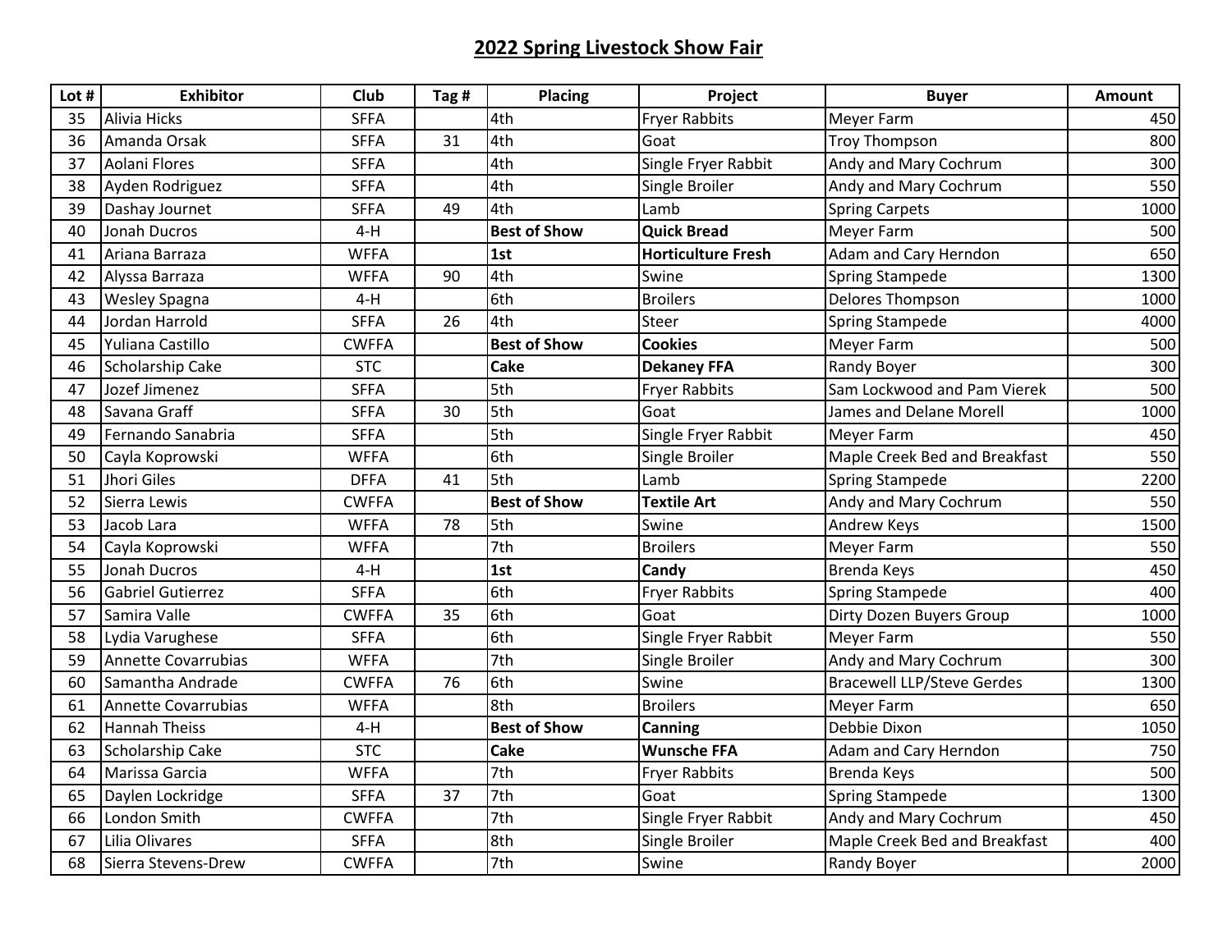## 2022 Spring Livestock Show Fair

| Lot # | Exhibitor | Club | Tag # | Placing | Project | Buyer | Amount |
|---|---|---|---|---|---|---|---|
| 35 | Alivia Hicks | SFFA | | 4th | Fryer Rabbits | Meyer Farm | 450 |
| 36 | Amanda Orsak | SFFA | 31 | 4th | Goat | Troy Thompson | 800 |
| 37 | Aolani Flores | SFFA | | 4th | Single Fryer Rabbit | Andy and Mary Cochrum | 300 |
| 38 | Ayden Rodriguez | SFFA | | 4th | Single Broiler | Andy and Mary Cochrum | 550 |
| 39 | Dashay Journet | SFFA | 49 | 4th | Lamb | Spring Carpets | 1000 |
| 40 | Jonah Ducros | 4-H | | **Best of Show** | **Quick Bread** | Meyer Farm | 500 |
| 41 | Ariana Barraza | WFFA | | **1st** | **Horticulture Fresh** | Adam and Cary Herndon | 650 |
| 42 | Alyssa Barraza | WFFA | 90 | 4th | Swine | Spring Stampede | 1300 |
| 43 | Wesley Spagna | 4-H | | 6th | Broilers | Delores Thompson | 1000 |
| 44 | Jordan Harrold | SFFA | 26 | 4th | Steer | Spring Stampede | 4000 |
| 45 | Yuliana Castillo | CWFFA | | **Best of Show** | **Cookies** | Meyer Farm | 500 |
| 46 | Scholarship Cake | STC | | **Cake** | **Dekaney FFA** | Randy Boyer | 300 |
| 47 | Jozef Jimenez | SFFA | | 5th | Fryer Rabbits | Sam Lockwood and Pam Vierek | 500 |
| 48 | Savana Graff | SFFA | 30 | 5th | Goat | James and Delane Morell | 1000 |
| 49 | Fernando Sanabria | SFFA | | 5th | Single Fryer Rabbit | Meyer Farm | 450 |
| 50 | Cayla Koprowski | WFFA | | 6th | Single Broiler | Maple Creek Bed and Breakfast | 550 |
| 51 | Jhori Giles | DFFA | 41 | 5th | Lamb | Spring Stampede | 2200 |
| 52 | Sierra Lewis | CWFFA | | **Best of Show** | **Textile Art** | Andy and Mary Cochrum | 550 |
| 53 | Jacob Lara | WFFA | 78 | 5th | Swine | Andrew Keys | 1500 |
| 54 | Cayla Koprowski | WFFA | | 7th | Broilers | Meyer Farm | 550 |
| 55 | Jonah Ducros | 4-H | | **1st** | **Candy** | Brenda Keys | 450 |
| 56 | Gabriel Gutierrez | SFFA | | 6th | Fryer Rabbits | Spring Stampede | 400 |
| 57 | Samira Valle | CWFFA | 35 | 6th | Goat | Dirty Dozen Buyers Group | 1000 |
| 58 | Lydia Varughese | SFFA | | 6th | Single Fryer Rabbit | Meyer Farm | 550 |
| 59 | Annette Covarrubias | WFFA | | 7th | Single Broiler | Andy and Mary Cochrum | 300 |
| 60 | Samantha Andrade | CWFFA | 76 | 6th | Swine | Bracewell LLP/Steve Gerdes | 1300 |
| 61 | Annette Covarrubias | WFFA | | 8th | Broilers | Meyer Farm | 650 |
| 62 | Hannah Theiss | 4-H | | **Best of Show** | **Canning** | Debbie Dixon | 1050 |
| 63 | Scholarship Cake | STC | | **Cake** | **Wunsche FFA** | Adam and Cary Herndon | 750 |
| 64 | Marissa Garcia | WFFA | | 7th | Fryer Rabbits | Brenda Keys | 500 |
| 65 | Daylen Lockridge | SFFA | 37 | 7th | Goat | Spring Stampede | 1300 |
| 66 | London Smith | CWFFA | | 7th | Single Fryer Rabbit | Andy and Mary Cochrum | 450 |
| 67 | Lilia Olivares | SFFA | | 8th | Single Broiler | Maple Creek Bed and Breakfast | 400 |
| 68 | Sierra Stevens-Drew | CWFFA | | 7th | Swine | Randy Boyer | 2000 |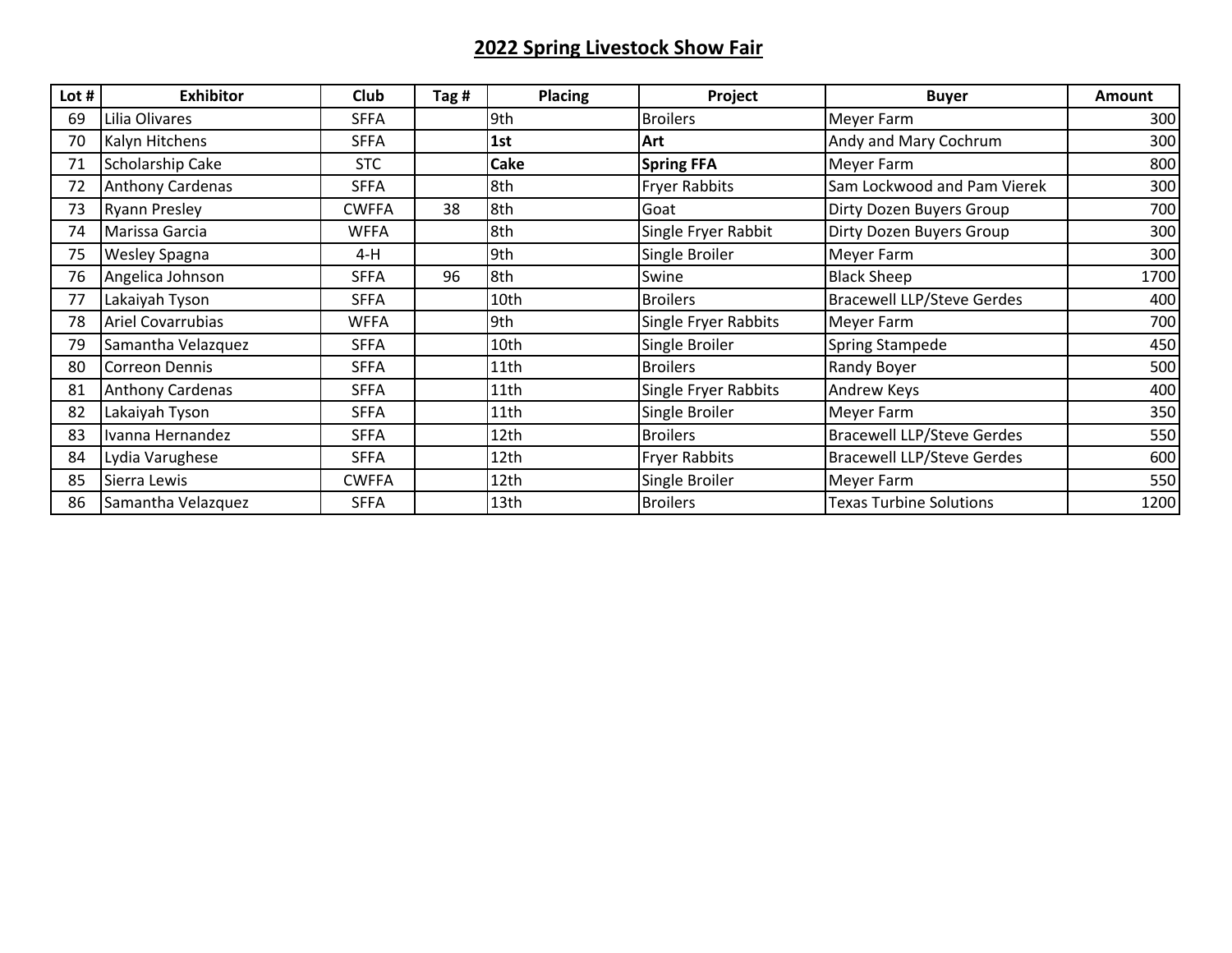## 2022 Spring Livestock Show Fair

| Lot # | Exhibitor | Club | Tag # | Placing | Project | Buyer | Amount |
|---|---|---|---|---|---|---|---|
| 69 | Lilia Olivares | SFFA | | 9th | Broilers | Meyer Farm | 300 |
| 70 | Kalyn Hitchens | SFFA | | **1st** | **Art** | Andy and Mary Cochrum | 300 |
| 71 | Scholarship Cake | STC | | **Cake** | **Spring FFA** | Meyer Farm | 800 |
| 72 | Anthony Cardenas | SFFA | | 8th | Fryer Rabbits | Sam Lockwood and Pam Vierek | 300 |
| 73 | Ryann Presley | CWFFA | 38 | 8th | Goat | Dirty Dozen Buyers Group | 700 |
| 74 | Marissa Garcia | WFFA | | 8th | Single Fryer Rabbit | Dirty Dozen Buyers Group | 300 |
| 75 | Wesley Spagna | 4-H | | 9th | Single Broiler | Meyer Farm | 300 |
| 76 | Angelica Johnson | SFFA | 96 | 8th | Swine | Black Sheep | 1700 |
| 77 | Lakaiyah Tyson | SFFA | | 10th | Broilers | Bracewell LLP/Steve Gerdes | 400 |
| 78 | Ariel Covarrubias | WFFA | | 9th | Single Fryer Rabbits | Meyer Farm | 700 |
| 79 | Samantha Velazquez | SFFA | | 10th | Single Broiler | Spring Stampede | 450 |
| 80 | Correon Dennis | SFFA | | 11th | Broilers | Randy Boyer | 500 |
| 81 | Anthony Cardenas | SFFA | | 11th | Single Fryer Rabbits | Andrew Keys | 400 |
| 82 | Lakaiyah Tyson | SFFA | | 11th | Single Broiler | Meyer Farm | 350 |
| 83 | Ivanna Hernandez | SFFA | | 12th | Broilers | Bracewell LLP/Steve Gerdes | 550 |
| 84 | Lydia Varughese | SFFA | | 12th | Fryer Rabbits | Bracewell LLP/Steve Gerdes | 600 |
| 85 | Sierra Lewis | CWFFA | | 12th | Single Broiler | Meyer Farm | 550 |
| 86 | Samantha Velazquez | SFFA | | 13th | Broilers | Texas Turbine Solutions | 1200 |